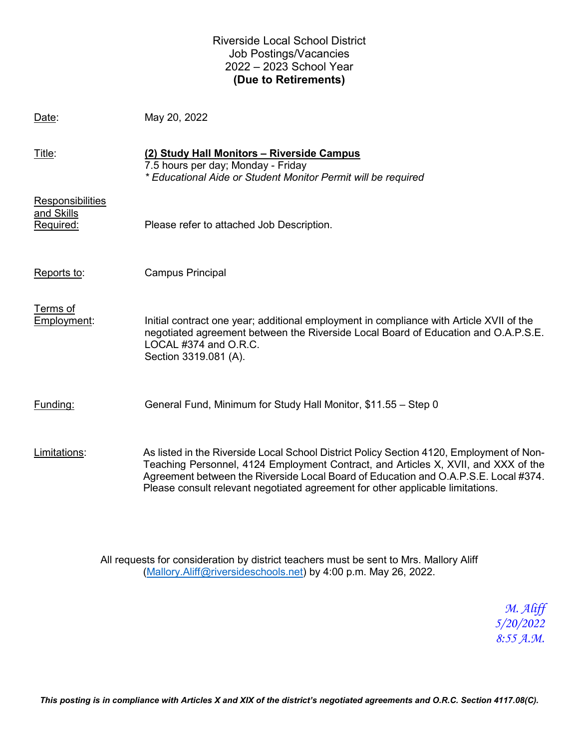# Riverside Local School District
## Job Postings/Vacancies
## 2022 – 2023 School Year
## **(Due to Retirements)**

Date: May 20, 2022

Title: **(2) Study Hall Monitors – Riverside Campus**
7.5 hours per day; Monday - Friday
*\* Educational Aide or Student Monitor Permit will be required*

Responsibilities and Skills Required: Please refer to attached Job Description.

Reports to: Campus Principal

Terms of Employment: Initial contract one year; additional employment in compliance with Article XVII of the negotiated agreement between the Riverside Local Board of Education and O.A.P.S.E. LOCAL #374 and O.R.C. Section 3319.081 (A).

Funding: General Fund, Minimum for Study Hall Monitor, $11.55 – Step 0

Limitations: As listed in the Riverside Local School District Policy Section 4120, Employment of Non-Teaching Personnel, 4124 Employment Contract, and Articles X, XVII, and XXX of the Agreement between the Riverside Local Board of Education and O.A.P.S.E. Local #374. Please consult relevant negotiated agreement for other applicable limitations.

All requests for consideration by district teachers must be sent to Mrs. Mallory Aliff (Mallory.Aliff@riversideschools.net) by 4:00 p.m. May 26, 2022.

*M. Aliff*
*5/20/2022*
*8:55 A.M.*

***This posting is in compliance with Articles X and XIX of the district's negotiated agreements and O.R.C. Section 4117.08(C).***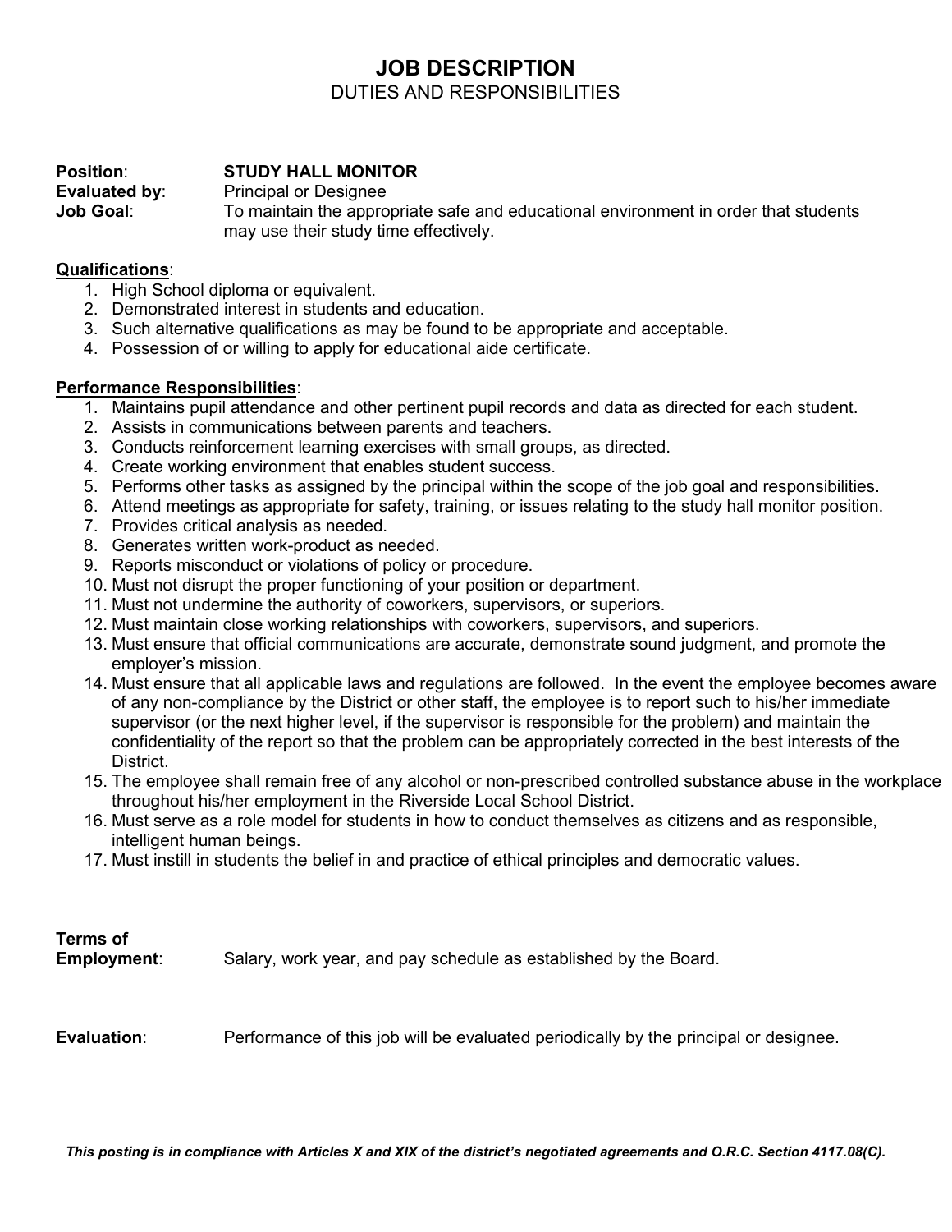# JOB DESCRIPTION

DUTIES AND RESPONSIBILITIES

**Position**: **STUDY HALL MONITOR**

**Evaluated by**: Principal or Designee

**Job Goal**: To maintain the appropriate safe and educational environment in order that students may use their study time effectively.

**Qualifications**:

1. High School diploma or equivalent.
2. Demonstrated interest in students and education.
3. Such alternative qualifications as may be found to be appropriate and acceptable.
4. Possession of or willing to apply for educational aide certificate.

**Performance Responsibilities**:

1. Maintains pupil attendance and other pertinent pupil records and data as directed for each student.
2. Assists in communications between parents and teachers.
3. Conducts reinforcement learning exercises with small groups, as directed.
4. Create working environment that enables student success.
5. Performs other tasks as assigned by the principal within the scope of the job goal and responsibilities.
6. Attend meetings as appropriate for safety, training, or issues relating to the study hall monitor position.
7. Provides critical analysis as needed.
8. Generates written work-product as needed.
9. Reports misconduct or violations of policy or procedure.
10. Must not disrupt the proper functioning of your position or department.
11. Must not undermine the authority of coworkers, supervisors, or superiors.
12. Must maintain close working relationships with coworkers, supervisors, and superiors.
13. Must ensure that official communications are accurate, demonstrate sound judgment, and promote the employer's mission.
14. Must ensure that all applicable laws and regulations are followed. In the event the employee becomes aware of any non-compliance by the District or other staff, the employee is to report such to his/her immediate supervisor (or the next higher level, if the supervisor is responsible for the problem) and maintain the confidentiality of the report so that the problem can be appropriately corrected in the best interests of the District.
15. The employee shall remain free of any alcohol or non-prescribed controlled substance abuse in the workplace throughout his/her employment in the Riverside Local School District.
16. Must serve as a role model for students in how to conduct themselves as citizens and as responsible, intelligent human beings.
17. Must instill in students the belief in and practice of ethical principles and democratic values.

**Terms of Employment**: Salary, work year, and pay schedule as established by the Board.

**Evaluation**: Performance of this job will be evaluated periodically by the principal or designee.

***This posting is in compliance with Articles X and XIX of the district's negotiated agreements and O.R.C. Section 4117.08(C).***